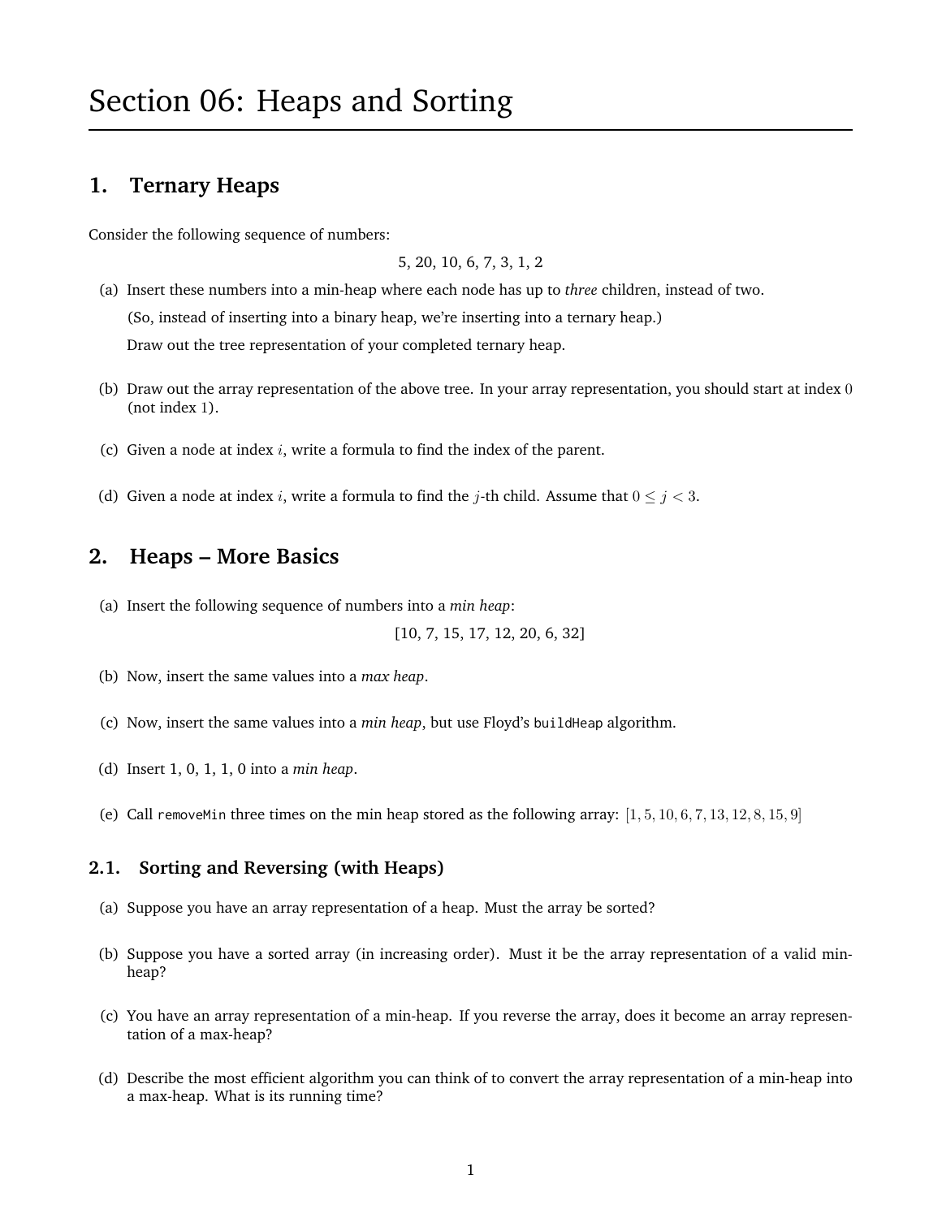# Section 06: Heaps and Sorting

## 1. Ternary Heaps

Consider the following sequence of numbers:

5, 20, 10, 6, 7, 3, 1, 2

(a) Insert these numbers into a min-heap where each node has up to *three* children, instead of two.

(So, instead of inserting into a binary heap, we're inserting into a ternary heap.)

Draw out the tree representation of your completed ternary heap.

(b) Draw out the array representation of the above tree. In your array representation, you should start at index $0$ (not index $1$).

(c) Given a node at index $i$, write a formula to find the index of the parent.

(d) Given a node at index $i$, write a formula to find the $j$-th child. Assume that $0 \leq j < 3$.

## 2. Heaps – More Basics

(a) Insert the following sequence of numbers into a *min heap*:

[10, 7, 15, 17, 12, 20, 6, 32]

(b) Now, insert the same values into a *max heap*.

(c) Now, insert the same values into a *min heap*, but use Floyd's `buildHeap` algorithm.

(d) Insert 1, 0, 1, 1, 0 into a *min heap*.

(e) Call `removeMin` three times on the min heap stored as the following array: $[1, 5, 10, 6, 7, 13, 12, 8, 15, 9]$

### 2.1. Sorting and Reversing (with Heaps)

(a) Suppose you have an array representation of a heap. Must the array be sorted?

(b) Suppose you have a sorted array (in increasing order). Must it be the array representation of a valid min-heap?

(c) You have an array representation of a min-heap. If you reverse the array, does it become an array representation of a max-heap?

(d) Describe the most efficient algorithm you can think of to convert the array representation of a min-heap into a max-heap. What is its running time?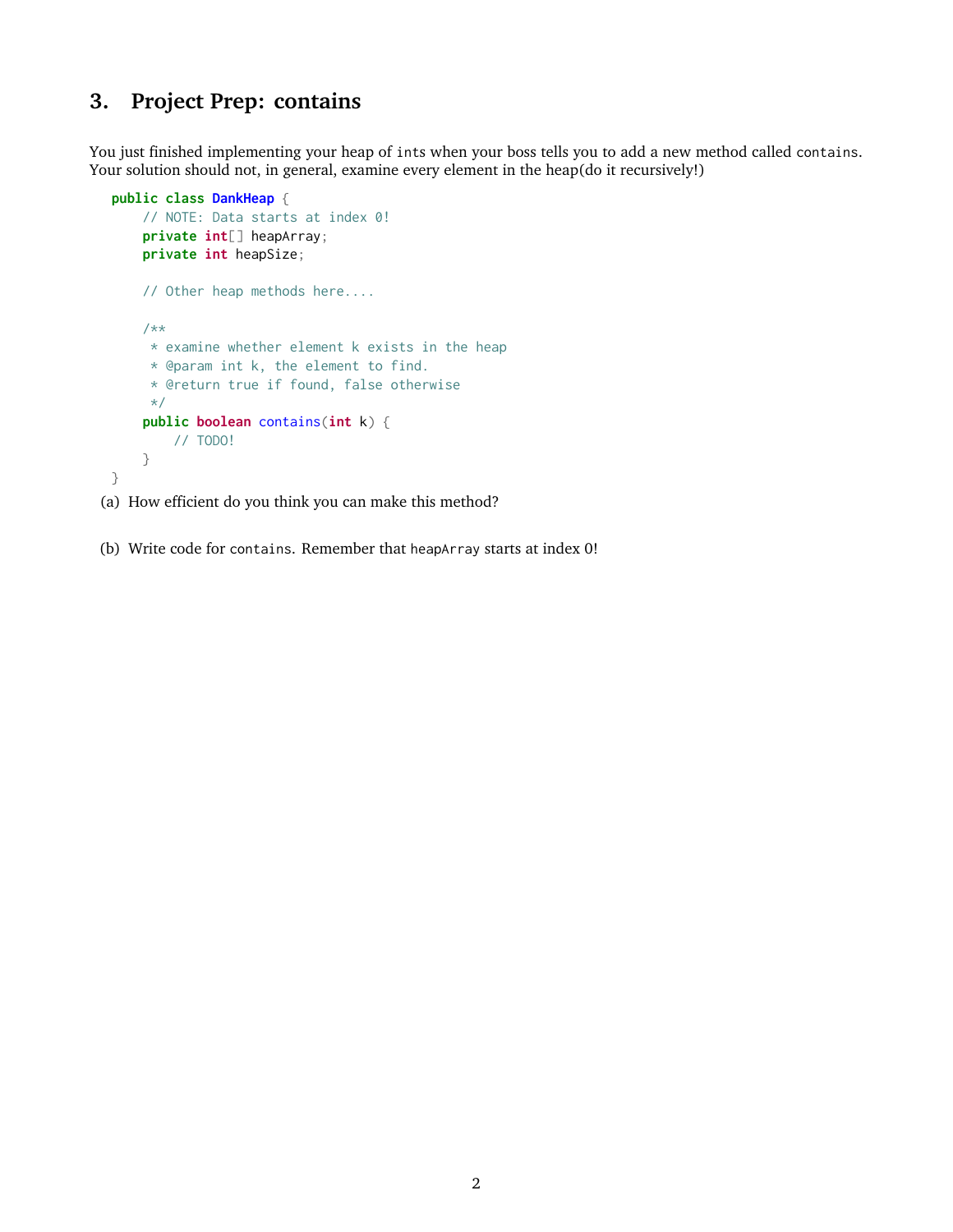## 3. Project Prep: contains

You just finished implementing your heap of ints when your boss tells you to add a new method called contains. Your solution should not, in general, examine every element in the heap(do it recursively!)

```java
public class DankHeap {
    // NOTE: Data starts at index 0!
    private int[] heapArray;
    private int heapSize;

    // Other heap methods here....

    /**
     * examine whether element k exists in the heap
     * @param int k, the element to find.
     * @return true if found, false otherwise
     */
    public boolean contains(int k) {
        // TODO!
    }
}
```

(a) How efficient do you think you can make this method?

(b) Write code for contains. Remember that heapArray starts at index 0!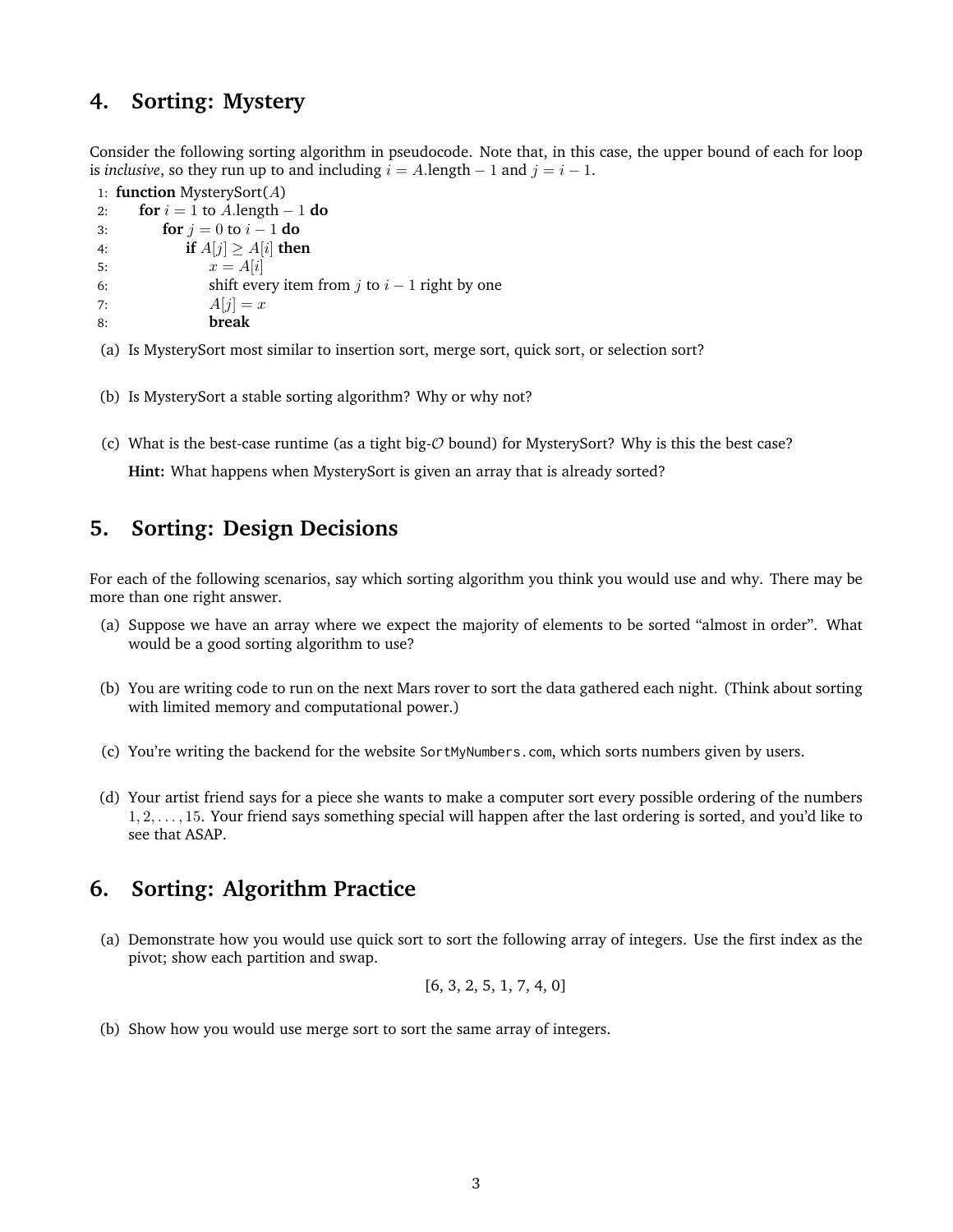## 4. Sorting: Mystery

Consider the following sorting algorithm in pseudocode. Note that, in this case, the upper bound of each for loop is *inclusive*, so they run up to and including $i = A.\text{length} - 1$ and $j = i - 1$.

```
1: function MysterySort(A)
2:     for i = 1 to A.length − 1 do
3:         for j = 0 to i − 1 do
4:             if A[j] ≥ A[i] then
5:                 x = A[i]
6:                 shift every item from j to i − 1 right by one
7:                 A[j] = x
8:                 break
```

(a) Is MysterySort most similar to insertion sort, merge sort, quick sort, or selection sort?

(b) Is MysterySort a stable sorting algorithm? Why or why not?

(c) What is the best-case runtime (as a tight big-$\mathcal{O}$ bound) for MysterySort? Why is this the best case?

**Hint:** What happens when MysterySort is given an array that is already sorted?

## 5. Sorting: Design Decisions

For each of the following scenarios, say which sorting algorithm you think you would use and why. There may be more than one right answer.

(a) Suppose we have an array where we expect the majority of elements to be sorted "almost in order". What would be a good sorting algorithm to use?

(b) You are writing code to run on the next Mars rover to sort the data gathered each night. (Think about sorting with limited memory and computational power.)

(c) You're writing the backend for the website `SortMyNumbers.com`, which sorts numbers given by users.

(d) Your artist friend says for a piece she wants to make a computer sort every possible ordering of the numbers $1, 2, \ldots, 15$. Your friend says something special will happen after the last ordering is sorted, and you'd like to see that ASAP.

## 6. Sorting: Algorithm Practice

(a) Demonstrate how you would use quick sort to sort the following array of integers. Use the first index as the pivot; show each partition and swap.

$$[6, 3, 2, 5, 1, 7, 4, 0]$$

(b) Show how you would use merge sort to sort the same array of integers.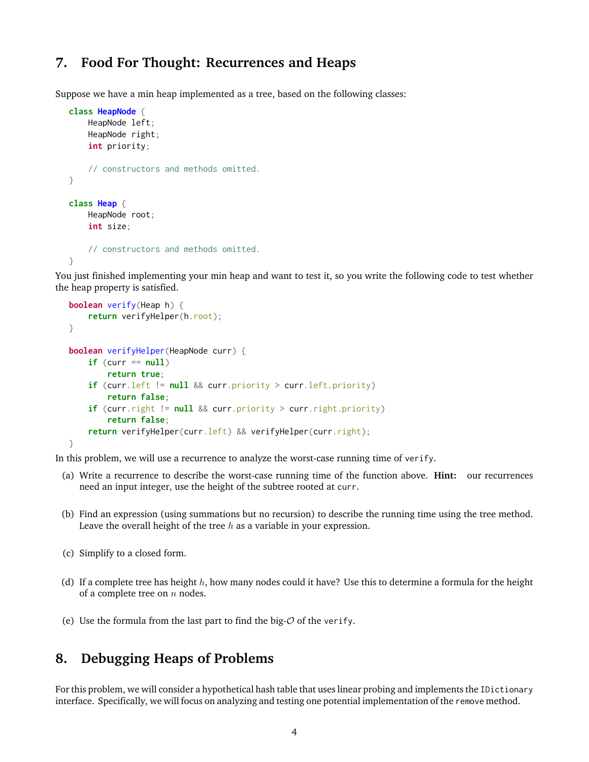## 7. Food For Thought: Recurrences and Heaps

Suppose we have a min heap implemented as a tree, based on the following classes:

```
class HeapNode {
    HeapNode left;
    HeapNode right;
    int priority;

    // constructors and methods omitted.
}

class Heap {
    HeapNode root;
    int size;

    // constructors and methods omitted.
}
```

You just finished implementing your min heap and want to test it, so you write the following code to test whether the heap property is satisfied.

```
boolean verify(Heap h) {
    return verifyHelper(h.root);
}

boolean verifyHelper(HeapNode curr) {
    if (curr == null)
        return true;
    if (curr.left != null && curr.priority > curr.left.priority)
        return false;
    if (curr.right != null && curr.priority > curr.right.priority)
        return false;
    return verifyHelper(curr.left) && verifyHelper(curr.right);
}
```

In this problem, we will use a recurrence to analyze the worst-case running time of `verify`.

(a) Write a recurrence to describe the worst-case running time of the function above. **Hint:** our recurrences need an input integer, use the height of the subtree rooted at `curr`.

(b) Find an expression (using summations but no recursion) to describe the running time using the tree method. Leave the overall height of the tree $h$ as a variable in your expression.

(c) Simplify to a closed form.

(d) If a complete tree has height $h$, how many nodes could it have? Use this to determine a formula for the height of a complete tree on $n$ nodes.

(e) Use the formula from the last part to find the big-$\mathcal{O}$ of the `verify`.

## 8. Debugging Heaps of Problems

For this problem, we will consider a hypothetical hash table that uses linear probing and implements the `IDictionary` interface. Specifically, we will focus on analyzing and testing one potential implementation of the `remove` method.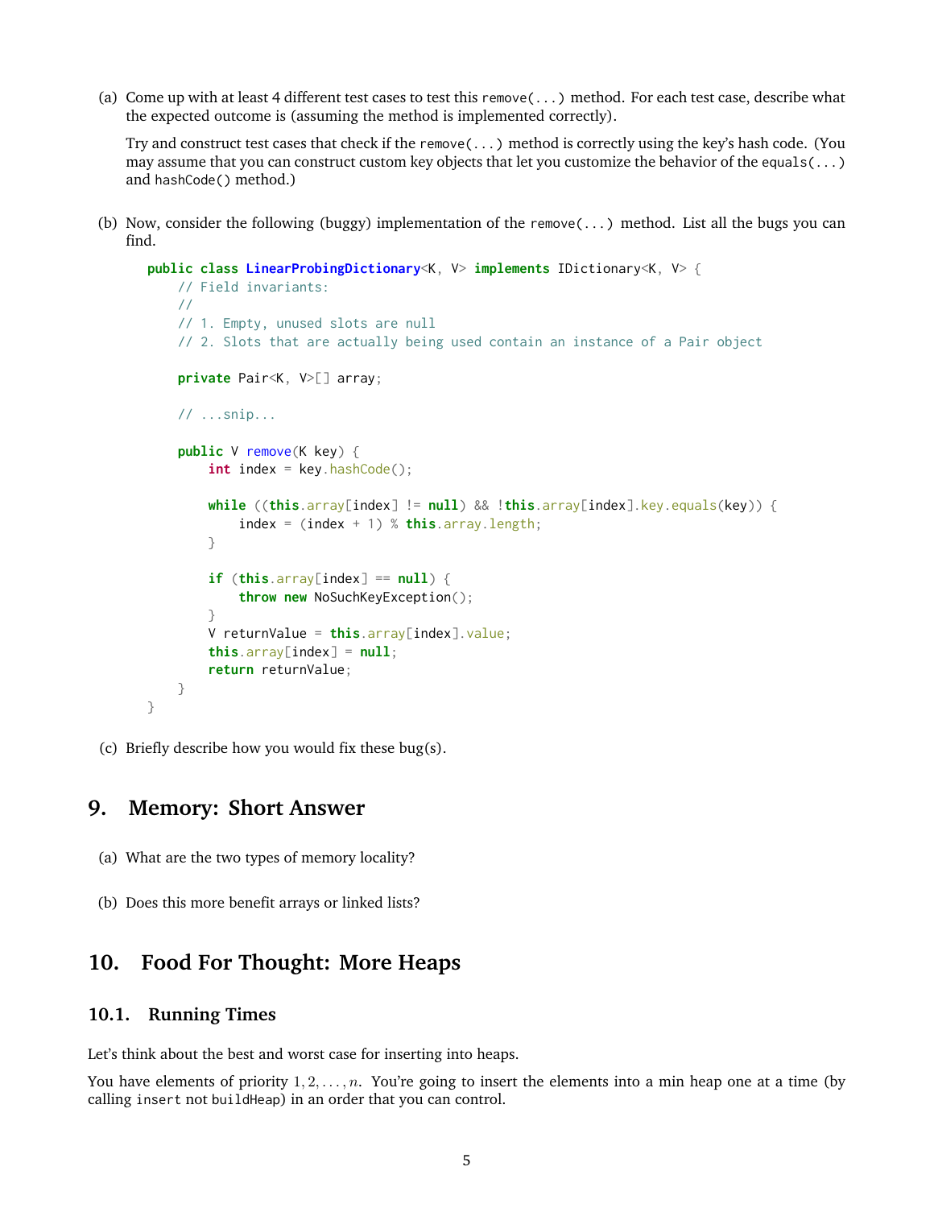(a) Come up with at least 4 different test cases to test this `remove(...)` method. For each test case, describe what the expected outcome is (assuming the method is implemented correctly).

Try and construct test cases that check if the `remove(...)` method is correctly using the key's hash code. (You may assume that you can construct custom key objects that let you customize the behavior of the `equals(...)` and `hashCode()` method.)

(b) Now, consider the following (buggy) implementation of the `remove(...)` method. List all the bugs you can find.

```java
public class LinearProbingDictionary<K, V> implements IDictionary<K, V> {
    // Field invariants:
    //
    // 1. Empty, unused slots are null
    // 2. Slots that are actually being used contain an instance of a Pair object

    private Pair<K, V>[] array;

    // ...snip...

    public V remove(K key) {
        int index = key.hashCode();

        while ((this.array[index] != null) && !this.array[index].key.equals(key)) {
            index = (index + 1) % this.array.length;
        }

        if (this.array[index] == null) {
            throw new NoSuchKeyException();
        }
        V returnValue = this.array[index].value;
        this.array[index] = null;
        return returnValue;
    }
}
```

(c) Briefly describe how you would fix these bug(s).

# 9. Memory: Short Answer

(a) What are the two types of memory locality?

(b) Does this more benefit arrays or linked lists?

# 10. Food For Thought: More Heaps

## 10.1. Running Times

Let's think about the best and worst case for inserting into heaps.

You have elements of priority $1, 2, \ldots, n$. You're going to insert the elements into a min heap one at a time (by calling `insert` not `buildHeap`) in an order that you can control.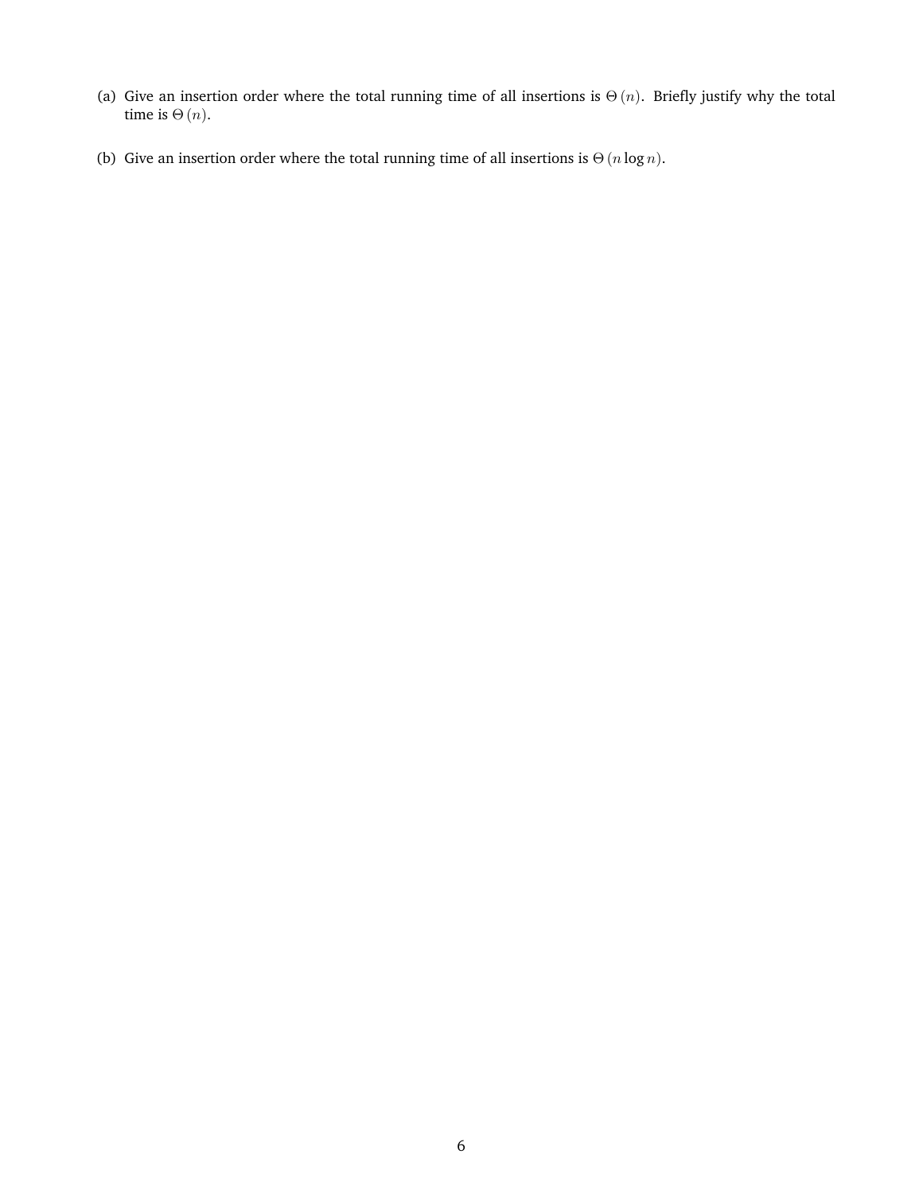(a) Give an insertion order where the total running time of all insertions is $\Theta(n)$. Briefly justify why the total time is $\Theta(n)$.

(b) Give an insertion order where the total running time of all insertions is $\Theta(n \log n)$.